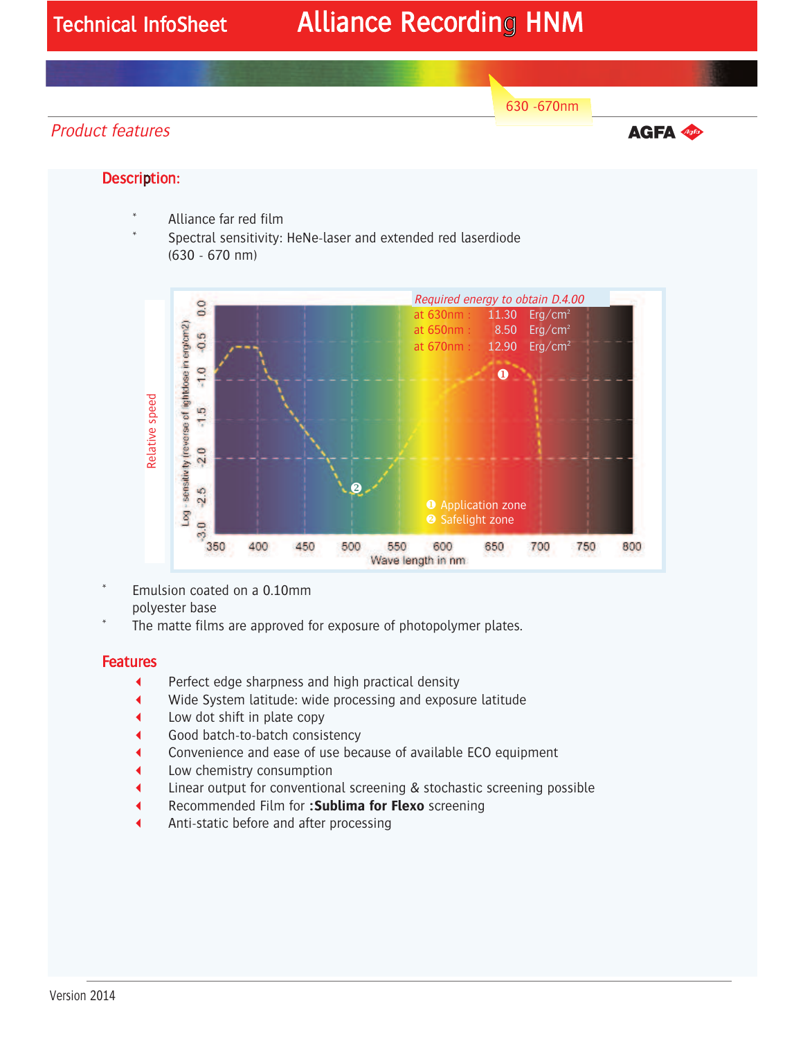# Technical InfoSheet — Alliance Recording HNM

630 -670nm

*Product features*

AGFA

## Description:

- Alliance far red film
- Spectral sensitivity: HeNe-laser and extended red laserdiode (630 - 670 nm)

*Required energy to obtain D.4.00*

| | | |
|---|---|---|
| at 630nm : | 11.30 | Erg/cm² |
| at 650nm : | 8.50 | Erg/cm² |
| at 670nm : | 12.90 | Erg/cm² |

❶ Application zone
❷ Safelight zone

- Emulsion coated on a 0.10mm polyester base
- The matte films are approved for exposure of photopolymer plates.

## Features

- Perfect edge sharpness and high practical density
- Wide System latitude: wide processing and exposure latitude
- Low dot shift in plate copy
- Good batch-to-batch consistency
- Convenience and ease of use because of available ECO equipment
- Low chemistry consumption
- Linear output for conventional screening & stochastic screening possible
- Recommended Film for **:Sublima for Flexo** screening
- Anti-static before and after processing

Version 2014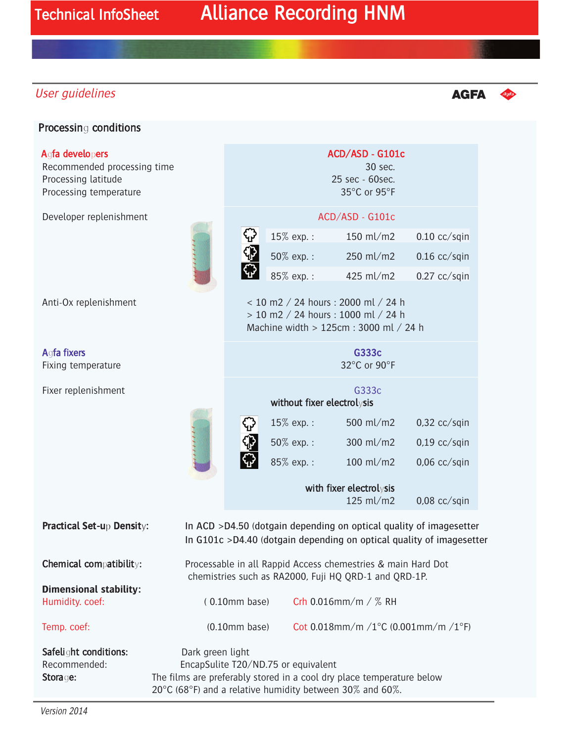# Technical InfoSheet — Alliance Recording HNM

*User guidelines*

AGFA

## Processing conditions

| | |
|---|---|
| **Agfa developers** | **ACD/ASD - G101c** |
| Recommended processing time | 30 sec. |
| Processing latitude | 25 sec - 60sec. |
| Processing temperature | 35°C or 95°F |

**Developer replenishment** — ACD/ASD - G101c

| | | |
|---|---|---|
| 15% exp. : | 150 ml/m2 | 0.10 cc/sqin |
| 50% exp. : | 250 ml/m2 | 0.16 cc/sqin |
| 85% exp. : | 425 ml/m2 | 0.27 cc/sqin |

**Anti-Ox replenishment**

< 10 m2 / 24 hours : 2000 ml / 24 h
> 10 m2 / 24 hours : 1000 ml / 24 h
Machine width > 125cm : 3000 ml / 24 h

| | |
|---|---|
| **Agfa fixers** | **G333c** |
| Fixing temperature | 32°C or 90°F |

**Fixer replenishment** — G333c

without fixer electrolysis

| | | |
|---|---|---|
| 15% exp. : | 500 ml/m2 | 0,32 cc/sqin |
| 50% exp. : | 300 ml/m2 | 0,19 cc/sqin |
| 85% exp. : | 100 ml/m2 | 0,06 cc/sqin |

with fixer electrolysis

125 ml/m2 — 0,08 cc/sqin

**Practical Set-up Density:**
In ACD >D4.50 (dotgain depending on optical quality of imagesetter
In G101c >D4.40 (dotgain depending on optical quality of imagesetter

**Chemical compatibility:**
Processable in all Rappid Access chemestries & main Hard Dot chemistries such as RA2000, Fuji HQ QRD-1 and QRD-1P.

**Dimensional stability:**

Humidity. coef: ( 0.10mm base) Crh 0.016mm/m / % RH

Temp. coef: (0.10mm base) Cot 0.018mm/m /1°C (0.001mm/m /1°F)

**Safelight conditions:** Dark green light
Recommended: EncapSulite T20/ND.75 or equivalent

**Storage:** The films are preferably stored in a cool dry place temperature below 20°C (68°F) and a relative humidity between 30% and 60%.

*Version 2014*